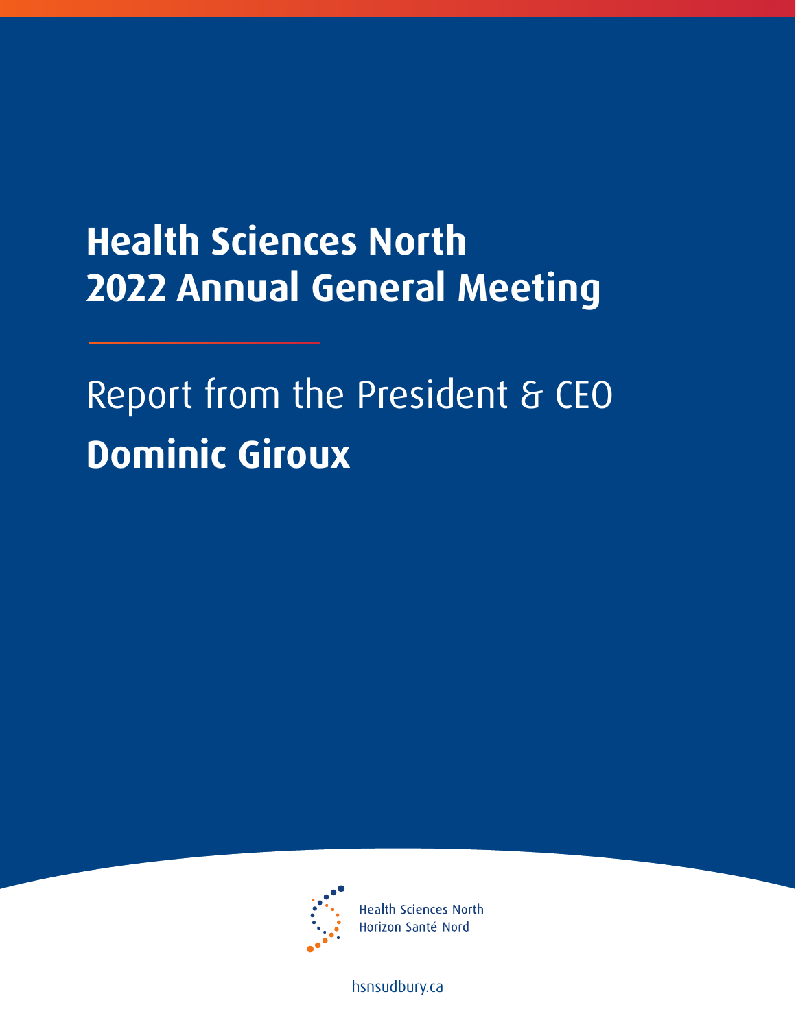# Health Sciences North
# 2022 Annual General Meeting

## Report from the President & CEO

## **Dominic Giroux**

Health Sciences North
Horizon Santé-Nord

hsnsudbury.ca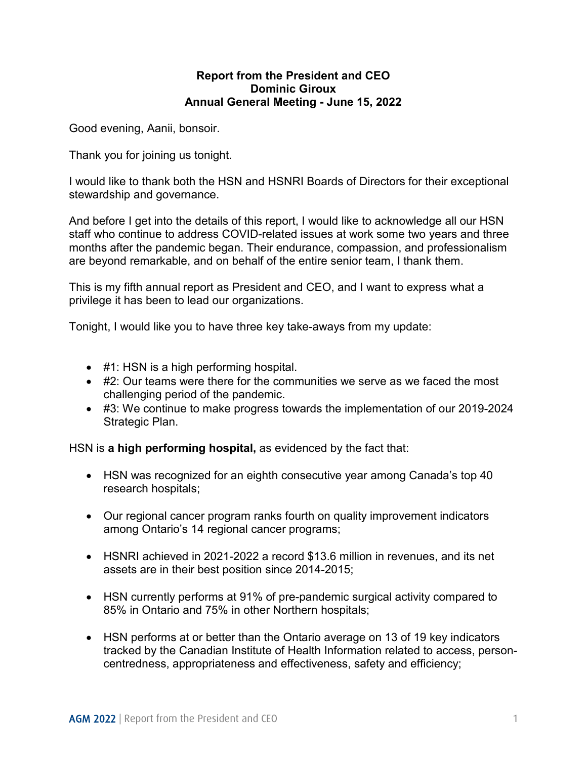**Report from the President and CEO**
**Dominic Giroux**
**Annual General Meeting - June 15, 2022**

Good evening, Aanii, bonsoir.

Thank you for joining us tonight.

I would like to thank both the HSN and HSNRI Boards of Directors for their exceptional stewardship and governance.

And before I get into the details of this report, I would like to acknowledge all our HSN staff who continue to address COVID-related issues at work some two years and three months after the pandemic began. Their endurance, compassion, and professionalism are beyond remarkable, and on behalf of the entire senior team, I thank them.

This is my fifth annual report as President and CEO, and I want to express what a privilege it has been to lead our organizations.

Tonight, I would like you to have three key take-aways from my update:

- #1: HSN is a high performing hospital.
- #2: Our teams were there for the communities we serve as we faced the most challenging period of the pandemic.
- #3: We continue to make progress towards the implementation of our 2019-2024 Strategic Plan.

HSN is **a high performing hospital,** as evidenced by the fact that:

- HSN was recognized for an eighth consecutive year among Canada's top 40 research hospitals;
- Our regional cancer program ranks fourth on quality improvement indicators among Ontario's 14 regional cancer programs;
- HSNRI achieved in 2021-2022 a record $13.6 million in revenues, and its net assets are in their best position since 2014-2015;
- HSN currently performs at 91% of pre-pandemic surgical activity compared to 85% in Ontario and 75% in other Northern hospitals;
- HSN performs at or better than the Ontario average on 13 of 19 key indicators tracked by the Canadian Institute of Health Information related to access, person-centredness, appropriateness and effectiveness, safety and efficiency;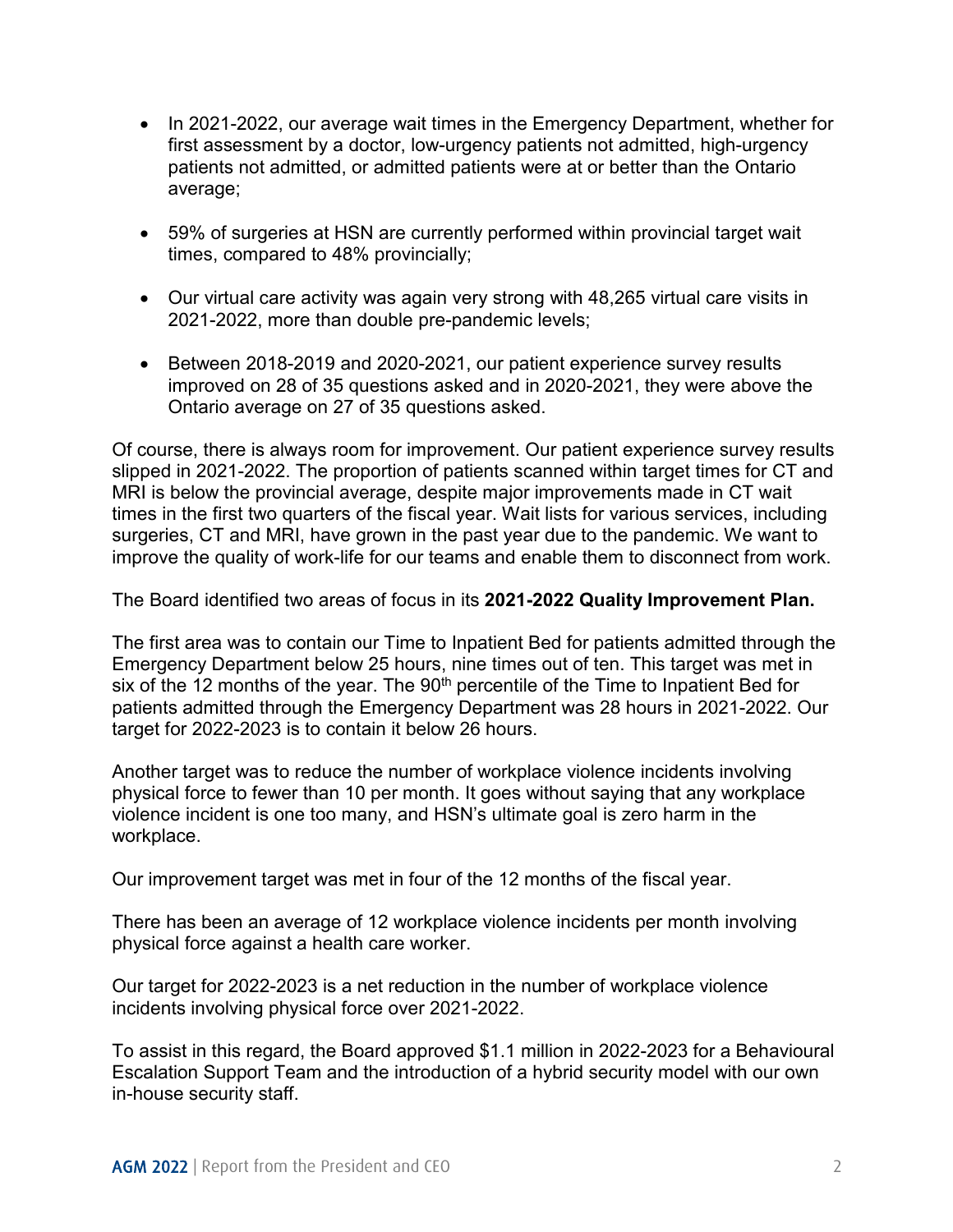- In 2021-2022, our average wait times in the Emergency Department, whether for first assessment by a doctor, low-urgency patients not admitted, high-urgency patients not admitted, or admitted patients were at or better than the Ontario average;

- 59% of surgeries at HSN are currently performed within provincial target wait times, compared to 48% provincially;

- Our virtual care activity was again very strong with 48,265 virtual care visits in 2021-2022, more than double pre-pandemic levels;

- Between 2018-2019 and 2020-2021, our patient experience survey results improved on 28 of 35 questions asked and in 2020-2021, they were above the Ontario average on 27 of 35 questions asked.

Of course, there is always room for improvement. Our patient experience survey results slipped in 2021-2022. The proportion of patients scanned within target times for CT and MRI is below the provincial average, despite major improvements made in CT wait times in the first two quarters of the fiscal year. Wait lists for various services, including surgeries, CT and MRI, have grown in the past year due to the pandemic. We want to improve the quality of work-life for our teams and enable them to disconnect from work.

The Board identified two areas of focus in its **2021-2022 Quality Improvement Plan.**

The first area was to contain our Time to Inpatient Bed for patients admitted through the Emergency Department below 25 hours, nine times out of ten. This target was met in six of the 12 months of the year. The 90th percentile of the Time to Inpatient Bed for patients admitted through the Emergency Department was 28 hours in 2021-2022. Our target for 2022-2023 is to contain it below 26 hours.

Another target was to reduce the number of workplace violence incidents involving physical force to fewer than 10 per month. It goes without saying that any workplace violence incident is one too many, and HSN's ultimate goal is zero harm in the workplace.

Our improvement target was met in four of the 12 months of the fiscal year.

There has been an average of 12 workplace violence incidents per month involving physical force against a health care worker.

Our target for 2022-2023 is a net reduction in the number of workplace violence incidents involving physical force over 2021-2022.

To assist in this regard, the Board approved $1.1 million in 2022-2023 for a Behavioural Escalation Support Team and the introduction of a hybrid security model with our own in-house security staff.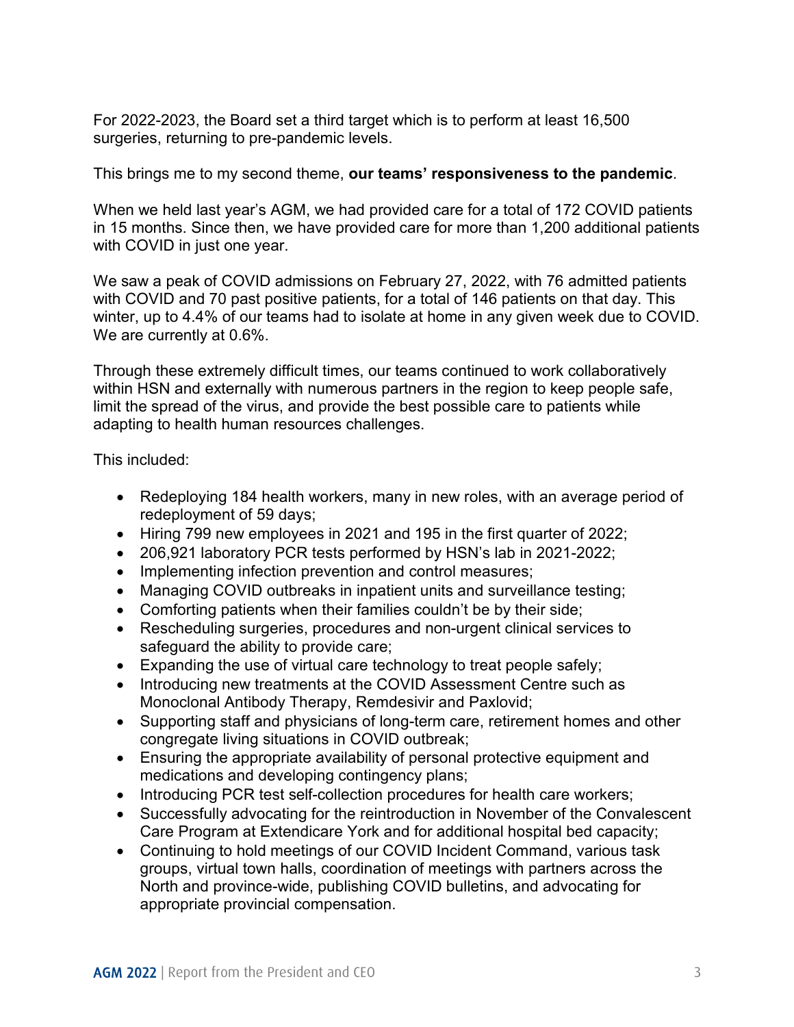For 2022-2023, the Board set a third target which is to perform at least 16,500 surgeries, returning to pre-pandemic levels.

This brings me to my second theme, **our teams' responsiveness to the pandemic**.

When we held last year's AGM, we had provided care for a total of 172 COVID patients in 15 months. Since then, we have provided care for more than 1,200 additional patients with COVID in just one year.

We saw a peak of COVID admissions on February 27, 2022, with 76 admitted patients with COVID and 70 past positive patients, for a total of 146 patients on that day. This winter, up to 4.4% of our teams had to isolate at home in any given week due to COVID. We are currently at 0.6%.

Through these extremely difficult times, our teams continued to work collaboratively within HSN and externally with numerous partners in the region to keep people safe, limit the spread of the virus, and provide the best possible care to patients while adapting to health human resources challenges.

This included:

- Redeploying 184 health workers, many in new roles, with an average period of redeployment of 59 days;
- Hiring 799 new employees in 2021 and 195 in the first quarter of 2022;
- 206,921 laboratory PCR tests performed by HSN's lab in 2021-2022;
- Implementing infection prevention and control measures;
- Managing COVID outbreaks in inpatient units and surveillance testing;
- Comforting patients when their families couldn't be by their side;
- Rescheduling surgeries, procedures and non-urgent clinical services to safeguard the ability to provide care;
- Expanding the use of virtual care technology to treat people safely;
- Introducing new treatments at the COVID Assessment Centre such as Monoclonal Antibody Therapy, Remdesivir and Paxlovid;
- Supporting staff and physicians of long-term care, retirement homes and other congregate living situations in COVID outbreak;
- Ensuring the appropriate availability of personal protective equipment and medications and developing contingency plans;
- Introducing PCR test self-collection procedures for health care workers;
- Successfully advocating for the reintroduction in November of the Convalescent Care Program at Extendicare York and for additional hospital bed capacity;
- Continuing to hold meetings of our COVID Incident Command, various task groups, virtual town halls, coordination of meetings with partners across the North and province-wide, publishing COVID bulletins, and advocating for appropriate provincial compensation.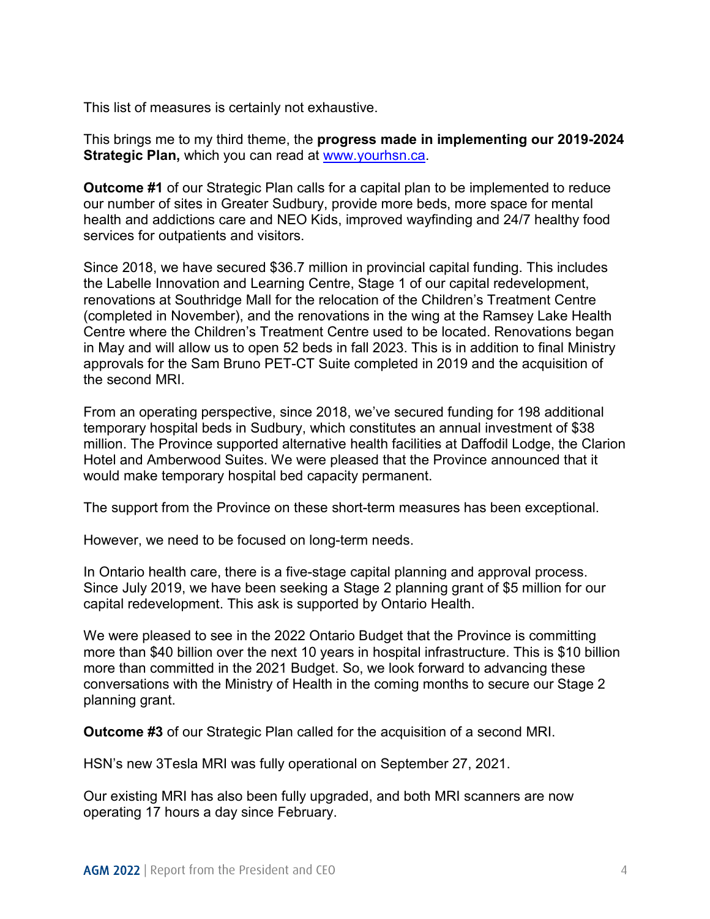This list of measures is certainly not exhaustive.

This brings me to my third theme, the **progress made in implementing our 2019-2024 Strategic Plan,** which you can read at www.yourhsn.ca.

**Outcome #1** of our Strategic Plan calls for a capital plan to be implemented to reduce our number of sites in Greater Sudbury, provide more beds, more space for mental health and addictions care and NEO Kids, improved wayfinding and 24/7 healthy food services for outpatients and visitors.

Since 2018, we have secured $36.7 million in provincial capital funding. This includes the Labelle Innovation and Learning Centre, Stage 1 of our capital redevelopment, renovations at Southridge Mall for the relocation of the Children's Treatment Centre (completed in November), and the renovations in the wing at the Ramsey Lake Health Centre where the Children's Treatment Centre used to be located. Renovations began in May and will allow us to open 52 beds in fall 2023. This is in addition to final Ministry approvals for the Sam Bruno PET-CT Suite completed in 2019 and the acquisition of the second MRI.

From an operating perspective, since 2018, we've secured funding for 198 additional temporary hospital beds in Sudbury, which constitutes an annual investment of $38 million. The Province supported alternative health facilities at Daffodil Lodge, the Clarion Hotel and Amberwood Suites. We were pleased that the Province announced that it would make temporary hospital bed capacity permanent.

The support from the Province on these short-term measures has been exceptional.

However, we need to be focused on long-term needs.

In Ontario health care, there is a five-stage capital planning and approval process. Since July 2019, we have been seeking a Stage 2 planning grant of $5 million for our capital redevelopment. This ask is supported by Ontario Health.

We were pleased to see in the 2022 Ontario Budget that the Province is committing more than $40 billion over the next 10 years in hospital infrastructure. This is $10 billion more than committed in the 2021 Budget. So, we look forward to advancing these conversations with the Ministry of Health in the coming months to secure our Stage 2 planning grant.

**Outcome #3** of our Strategic Plan called for the acquisition of a second MRI.

HSN's new 3Tesla MRI was fully operational on September 27, 2021.

Our existing MRI has also been fully upgraded, and both MRI scanners are now operating 17 hours a day since February.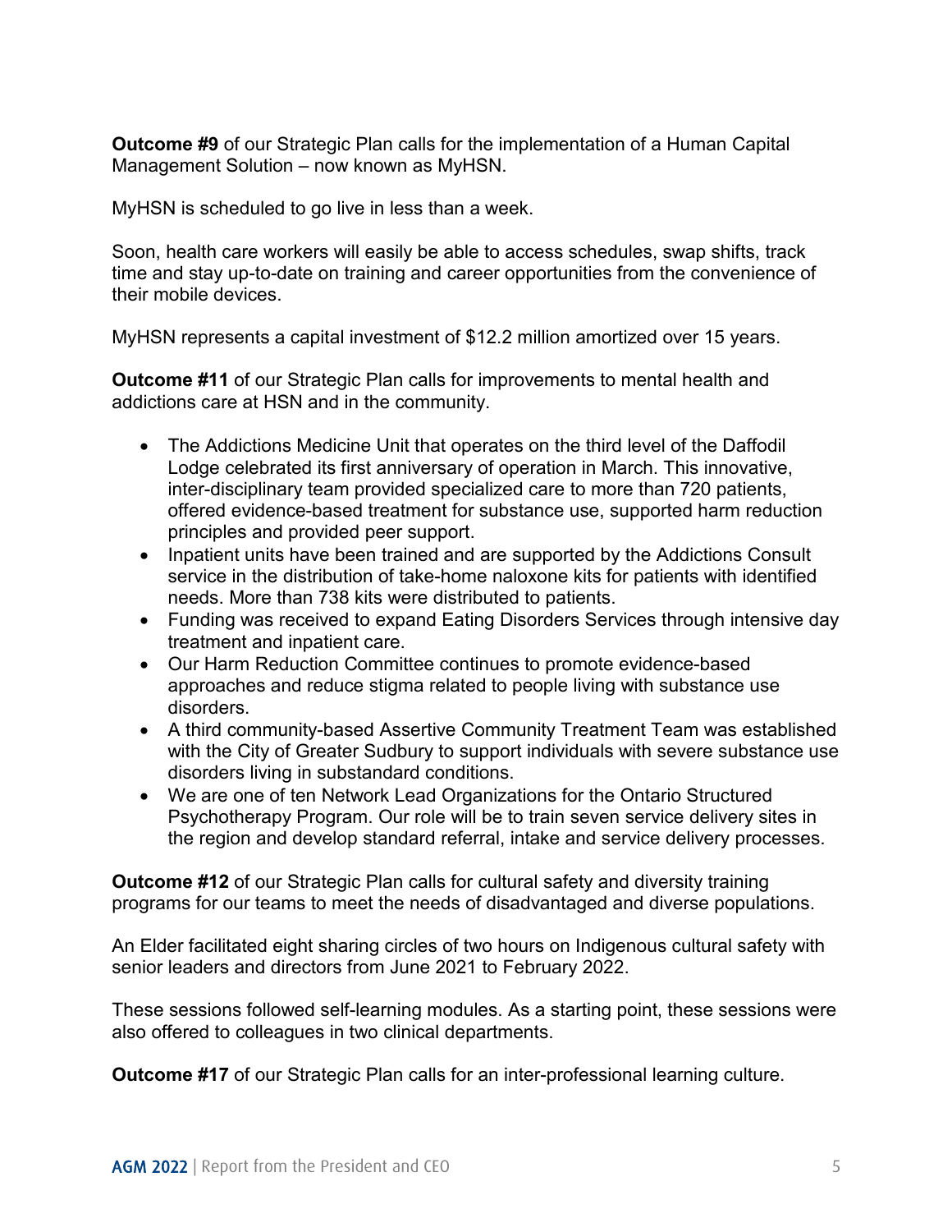**Outcome #9** of our Strategic Plan calls for the implementation of a Human Capital Management Solution – now known as MyHSN.

MyHSN is scheduled to go live in less than a week.

Soon, health care workers will easily be able to access schedules, swap shifts, track time and stay up-to-date on training and career opportunities from the convenience of their mobile devices.

MyHSN represents a capital investment of $12.2 million amortized over 15 years.

**Outcome #11** of our Strategic Plan calls for improvements to mental health and addictions care at HSN and in the community.

- The Addictions Medicine Unit that operates on the third level of the Daffodil Lodge celebrated its first anniversary of operation in March. This innovative, inter-disciplinary team provided specialized care to more than 720 patients, offered evidence-based treatment for substance use, supported harm reduction principles and provided peer support.
- Inpatient units have been trained and are supported by the Addictions Consult service in the distribution of take-home naloxone kits for patients with identified needs. More than 738 kits were distributed to patients.
- Funding was received to expand Eating Disorders Services through intensive day treatment and inpatient care.
- Our Harm Reduction Committee continues to promote evidence-based approaches and reduce stigma related to people living with substance use disorders.
- A third community-based Assertive Community Treatment Team was established with the City of Greater Sudbury to support individuals with severe substance use disorders living in substandard conditions.
- We are one of ten Network Lead Organizations for the Ontario Structured Psychotherapy Program. Our role will be to train seven service delivery sites in the region and develop standard referral, intake and service delivery processes.

**Outcome #12** of our Strategic Plan calls for cultural safety and diversity training programs for our teams to meet the needs of disadvantaged and diverse populations.

An Elder facilitated eight sharing circles of two hours on Indigenous cultural safety with senior leaders and directors from June 2021 to February 2022.

These sessions followed self-learning modules. As a starting point, these sessions were also offered to colleagues in two clinical departments.

**Outcome #17** of our Strategic Plan calls for an inter-professional learning culture.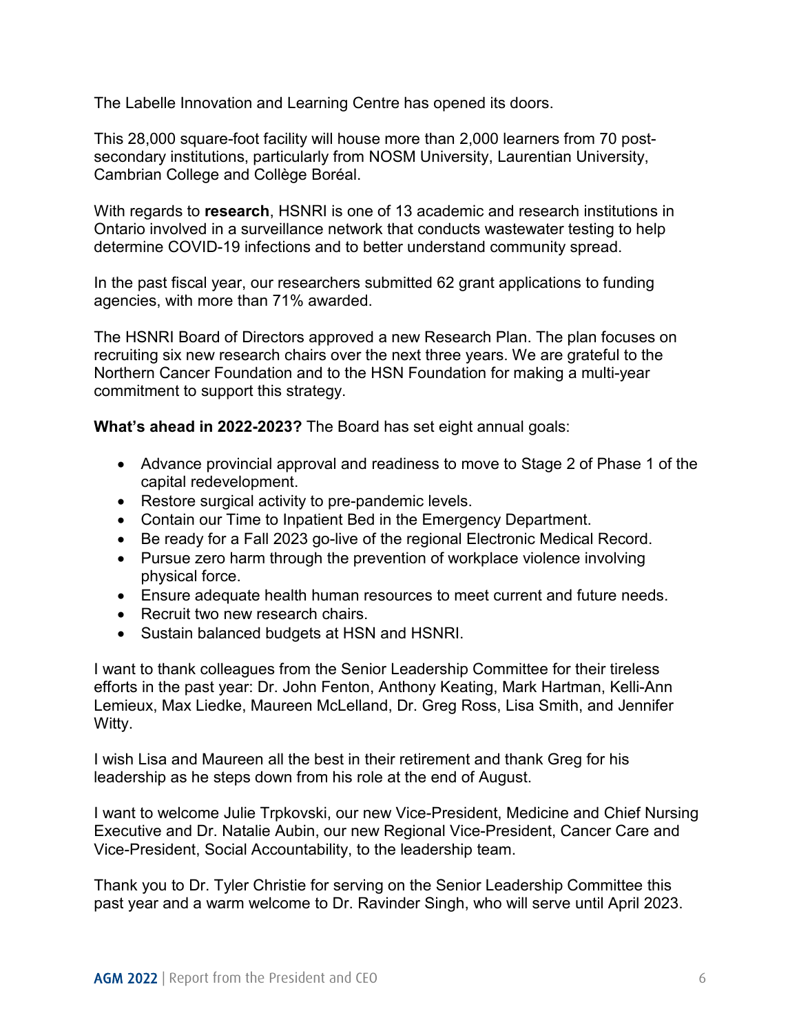The Labelle Innovation and Learning Centre has opened its doors.

This 28,000 square-foot facility will house more than 2,000 learners from 70 post-secondary institutions, particularly from NOSM University, Laurentian University, Cambrian College and Collège Boréal.

With regards to **research**, HSNRI is one of 13 academic and research institutions in Ontario involved in a surveillance network that conducts wastewater testing to help determine COVID-19 infections and to better understand community spread.

In the past fiscal year, our researchers submitted 62 grant applications to funding agencies, with more than 71% awarded.

The HSNRI Board of Directors approved a new Research Plan. The plan focuses on recruiting six new research chairs over the next three years. We are grateful to the Northern Cancer Foundation and to the HSN Foundation for making a multi-year commitment to support this strategy.

**What's ahead in 2022-2023?** The Board has set eight annual goals:

- Advance provincial approval and readiness to move to Stage 2 of Phase 1 of the capital redevelopment.
- Restore surgical activity to pre-pandemic levels.
- Contain our Time to Inpatient Bed in the Emergency Department.
- Be ready for a Fall 2023 go-live of the regional Electronic Medical Record.
- Pursue zero harm through the prevention of workplace violence involving physical force.
- Ensure adequate health human resources to meet current and future needs.
- Recruit two new research chairs.
- Sustain balanced budgets at HSN and HSNRI.

I want to thank colleagues from the Senior Leadership Committee for their tireless efforts in the past year: Dr. John Fenton, Anthony Keating, Mark Hartman, Kelli-Ann Lemieux, Max Liedke, Maureen McLelland, Dr. Greg Ross, Lisa Smith, and Jennifer Witty.

I wish Lisa and Maureen all the best in their retirement and thank Greg for his leadership as he steps down from his role at the end of August.

I want to welcome Julie Trpkovski, our new Vice-President, Medicine and Chief Nursing Executive and Dr. Natalie Aubin, our new Regional Vice-President, Cancer Care and Vice-President, Social Accountability, to the leadership team.

Thank you to Dr. Tyler Christie for serving on the Senior Leadership Committee this past year and a warm welcome to Dr. Ravinder Singh, who will serve until April 2023.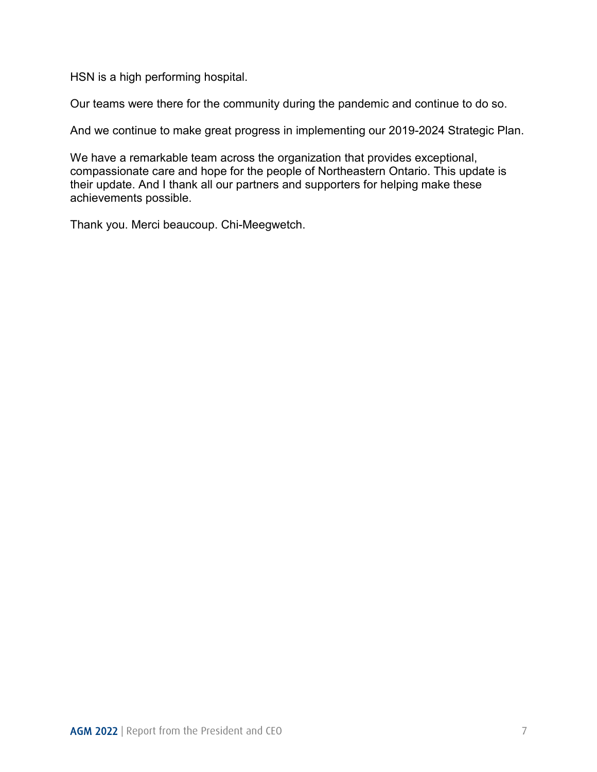HSN is a high performing hospital.

Our teams were there for the community during the pandemic and continue to do so.

And we continue to make great progress in implementing our 2019-2024 Strategic Plan.

We have a remarkable team across the organization that provides exceptional, compassionate care and hope for the people of Northeastern Ontario. This update is their update. And I thank all our partners and supporters for helping make these achievements possible.

Thank you. Merci beaucoup. Chi-Meegwetch.